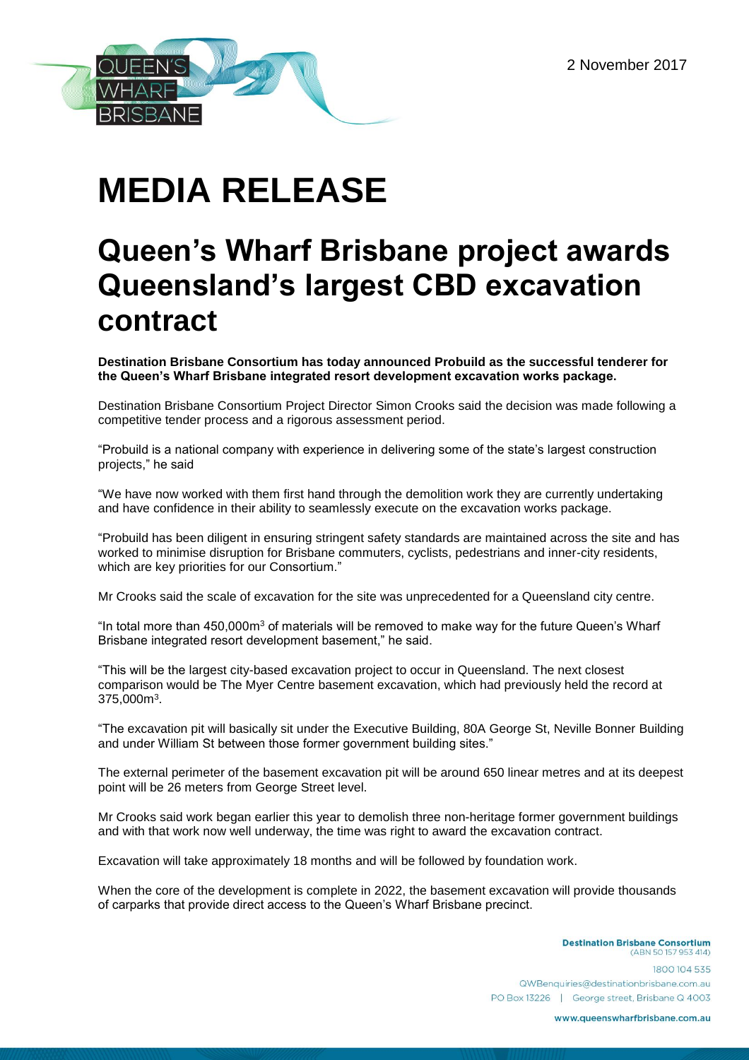2 November 2017

# MEDIA RELEASE

## Queen's Wharf Brisbane project awards Queensland's largest CBD excavation contract

**Destination Brisbane Consortium has today announced Probuild as the successful tenderer for the Queen's Wharf Brisbane integrated resort development excavation works package.**

Destination Brisbane Consortium Project Director Simon Crooks said the decision was made following a competitive tender process and a rigorous assessment period.

"Probuild is a national company with experience in delivering some of the state's largest construction projects," he said

"We have now worked with them first hand through the demolition work they are currently undertaking and have confidence in their ability to seamlessly execute on the excavation works package.

"Probuild has been diligent in ensuring stringent safety standards are maintained across the site and has worked to minimise disruption for Brisbane commuters, cyclists, pedestrians and inner-city residents, which are key priorities for our Consortium."

Mr Crooks said the scale of excavation for the site was unprecedented for a Queensland city centre.

"In total more than 450,000m$^3$ of materials will be removed to make way for the future Queen's Wharf Brisbane integrated resort development basement," he said.

"This will be the largest city-based excavation project to occur in Queensland. The next closest comparison would be The Myer Centre basement excavation, which had previously held the record at 375,000m$^3$.

"The excavation pit will basically sit under the Executive Building, 80A George St, Neville Bonner Building and under William St between those former government building sites."

The external perimeter of the basement excavation pit will be around 650 linear metres and at its deepest point will be 26 meters from George Street level.

Mr Crooks said work began earlier this year to demolish three non-heritage former government buildings and with that work now well underway, the time was right to award the excavation contract.

Excavation will take approximately 18 months and will be followed by foundation work.

When the core of the development is complete in 2022, the basement excavation will provide thousands of carparks that provide direct access to the Queen's Wharf Brisbane precinct.

**Destination Brisbane Consortium**
(ABN 50 157 953 414)
1800 104 535
QWBenquiries@destinationbrisbane.com.au
PO Box 13226 | George street, Brisbane Q 4003

www.queenswharfbrisbane.com.au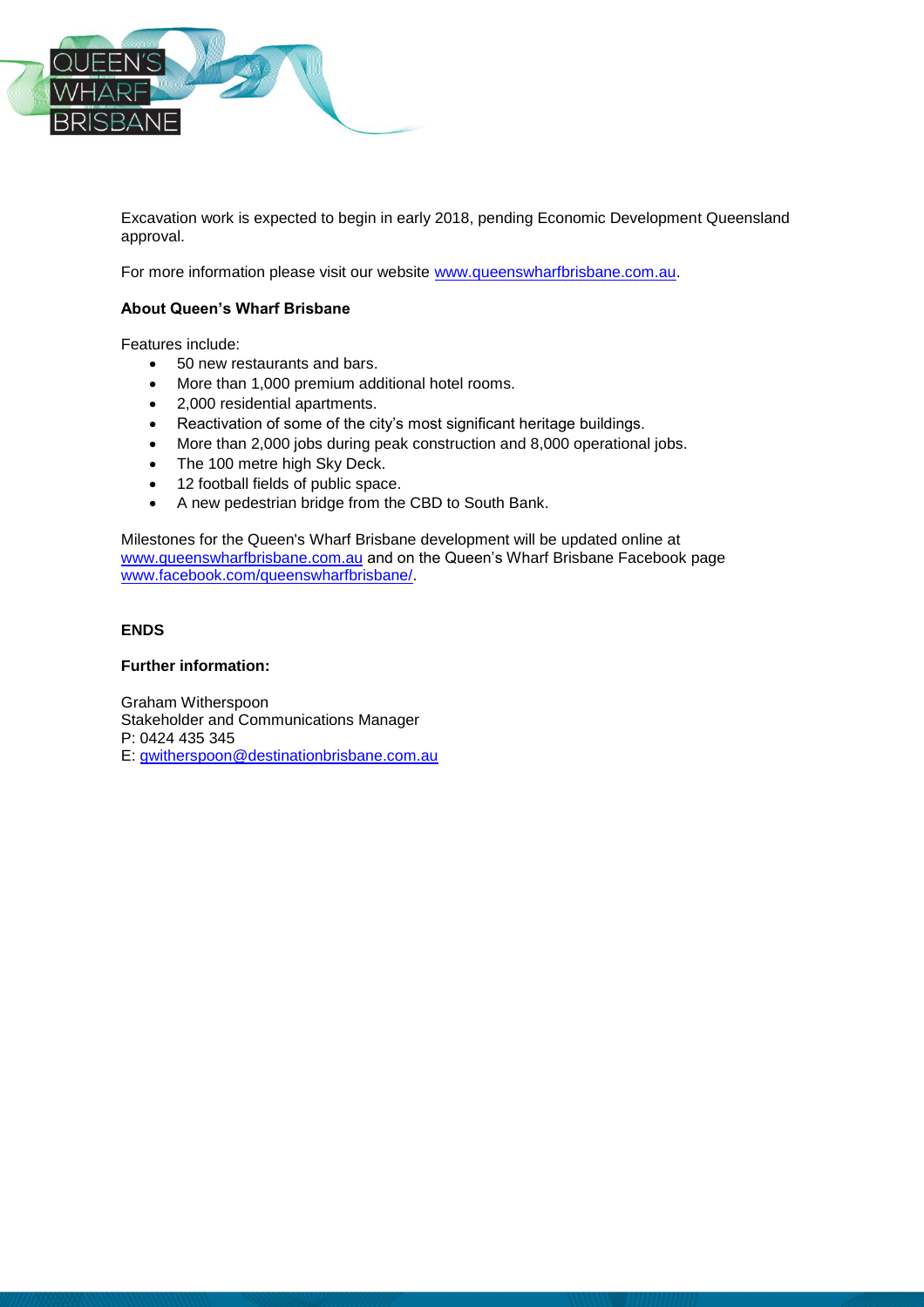Excavation work is expected to begin in early 2018, pending Economic Development Queensland approval.

For more information please visit our website www.queenswharfbrisbane.com.au.

**About Queen's Wharf Brisbane**

Features include:

- 50 new restaurants and bars.
- More than 1,000 premium additional hotel rooms.
- 2,000 residential apartments.
- Reactivation of some of the city's most significant heritage buildings.
- More than 2,000 jobs during peak construction and 8,000 operational jobs.
- The 100 metre high Sky Deck.
- 12 football fields of public space.
- A new pedestrian bridge from the CBD to South Bank.

Milestones for the Queen's Wharf Brisbane development will be updated online at www.queenswharfbrisbane.com.au and on the Queen's Wharf Brisbane Facebook page www.facebook.com/queenswharfbrisbane/.

**ENDS**

**Further information:**

Graham Witherspoon
Stakeholder and Communications Manager
P: 0424 435 345
E: gwitherspoon@destinationbrisbane.com.au